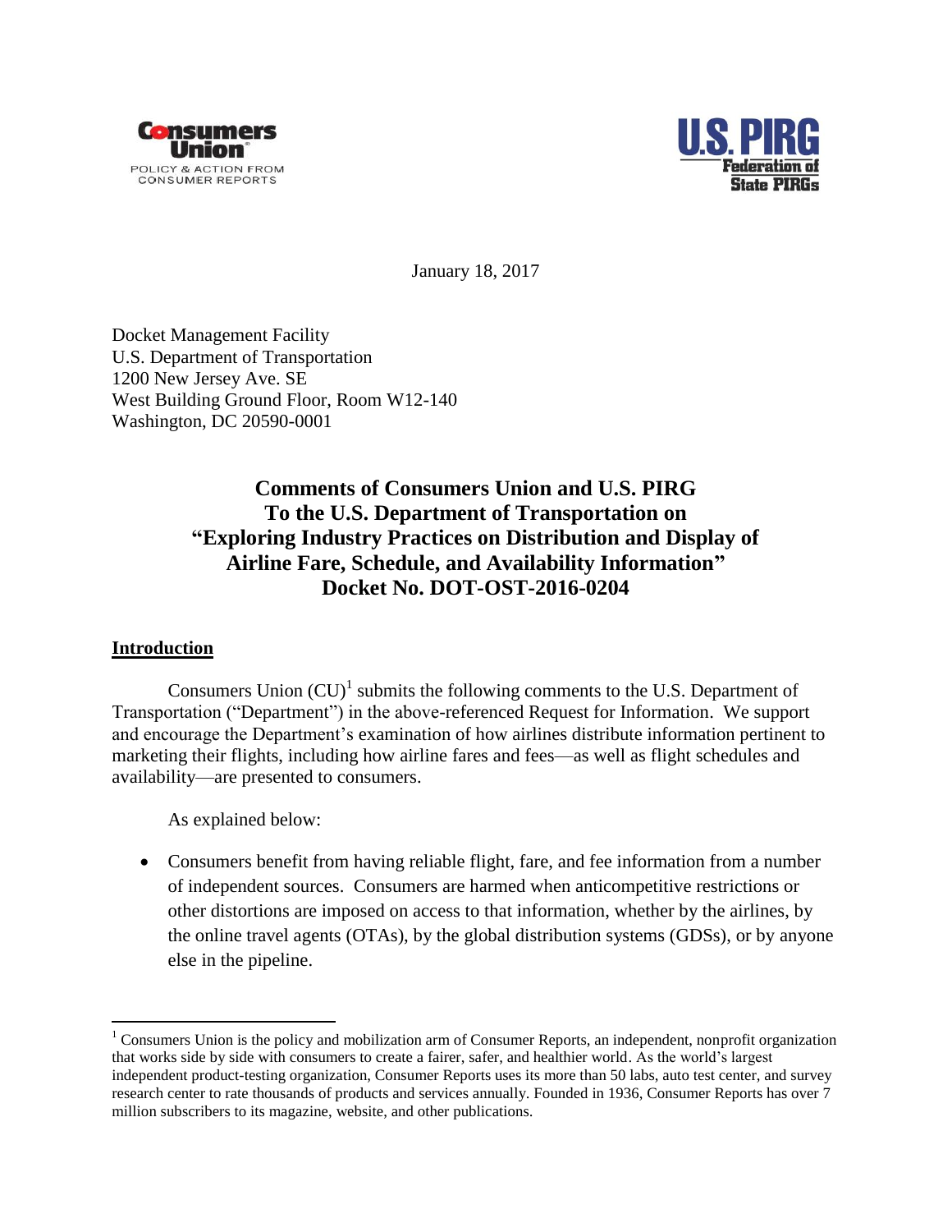Consumers Union
POLICY & ACTION FROM CONSUMER REPORTS

U.S. PIRG
Federation of State PIRGs

January 18, 2017

Docket Management Facility
U.S. Department of Transportation
1200 New Jersey Ave. SE
West Building Ground Floor, Room W12-140
Washington, DC 20590-0001

**Comments of Consumers Union and U.S. PIRG To the U.S. Department of Transportation on "Exploring Industry Practices on Distribution and Display of Airline Fare, Schedule, and Availability Information" Docket No. DOT-OST-2016-0204**

## Introduction

Consumers Union (CU)[1] submits the following comments to the U.S. Department of Transportation ("Department") in the above-referenced Request for Information. We support and encourage the Department's examination of how airlines distribute information pertinent to marketing their flights, including how airline fares and fees—as well as flight schedules and availability—are presented to consumers.

As explained below:

- Consumers benefit from having reliable flight, fare, and fee information from a number of independent sources. Consumers are harmed when anticompetitive restrictions or other distortions are imposed on access to that information, whether by the airlines, by the online travel agents (OTAs), by the global distribution systems (GDSs), or by anyone else in the pipeline.

[1] Consumers Union is the policy and mobilization arm of Consumer Reports, an independent, nonprofit organization that works side by side with consumers to create a fairer, safer, and healthier world. As the world's largest independent product-testing organization, Consumer Reports uses its more than 50 labs, auto test center, and survey research center to rate thousands of products and services annually. Founded in 1936, Consumer Reports has over 7 million subscribers to its magazine, website, and other publications.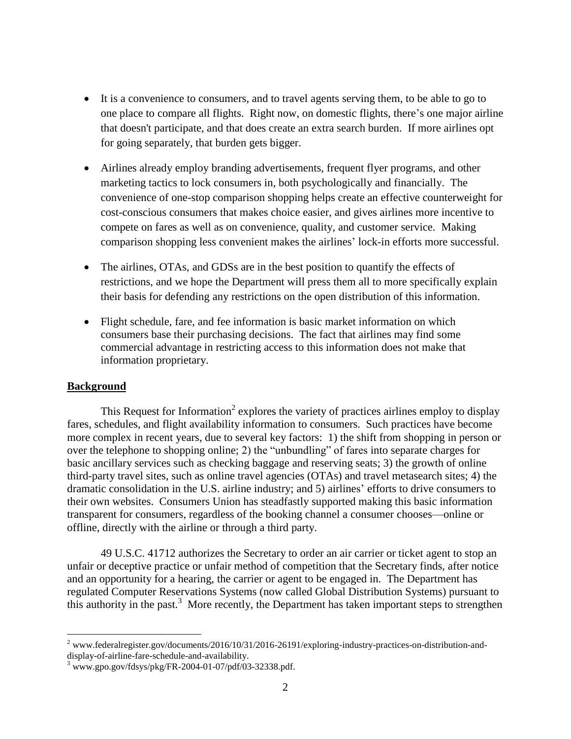- It is a convenience to consumers, and to travel agents serving them, to be able to go to one place to compare all flights. Right now, on domestic flights, there's one major airline that doesn't participate, and that does create an extra search burden. If more airlines opt for going separately, that burden gets bigger.

- Airlines already employ branding advertisements, frequent flyer programs, and other marketing tactics to lock consumers in, both psychologically and financially. The convenience of one-stop comparison shopping helps create an effective counterweight for cost-conscious consumers that makes choice easier, and gives airlines more incentive to compete on fares as well as on convenience, quality, and customer service. Making comparison shopping less convenient makes the airlines' lock-in efforts more successful.

- The airlines, OTAs, and GDSs are in the best position to quantify the effects of restrictions, and we hope the Department will press them all to more specifically explain their basis for defending any restrictions on the open distribution of this information.

- Flight schedule, fare, and fee information is basic market information on which consumers base their purchasing decisions. The fact that airlines may find some commercial advantage in restricting access to this information does not make that information proprietary.

**Background**

This Request for Information[2] explores the variety of practices airlines employ to display fares, schedules, and flight availability information to consumers. Such practices have become more complex in recent years, due to several key factors: 1) the shift from shopping in person or over the telephone to shopping online; 2) the "unbundling" of fares into separate charges for basic ancillary services such as checking baggage and reserving seats; 3) the growth of online third-party travel sites, such as online travel agencies (OTAs) and travel metasearch sites; 4) the dramatic consolidation in the U.S. airline industry; and 5) airlines' efforts to drive consumers to their own websites. Consumers Union has steadfastly supported making this basic information transparent for consumers, regardless of the booking channel a consumer chooses—online or offline, directly with the airline or through a third party.

49 U.S.C. 41712 authorizes the Secretary to order an air carrier or ticket agent to stop an unfair or deceptive practice or unfair method of competition that the Secretary finds, after notice and an opportunity for a hearing, the carrier or agent to be engaged in. The Department has regulated Computer Reservations Systems (now called Global Distribution Systems) pursuant to this authority in the past.[3] More recently, the Department has taken important steps to strengthen

---

[2] www.federalregister.gov/documents/2016/10/31/2016-26191/exploring-industry-practices-on-distribution-and-display-of-airline-fare-schedule-and-availability.

[3] www.gpo.gov/fdsys/pkg/FR-2004-01-07/pdf/03-32338.pdf.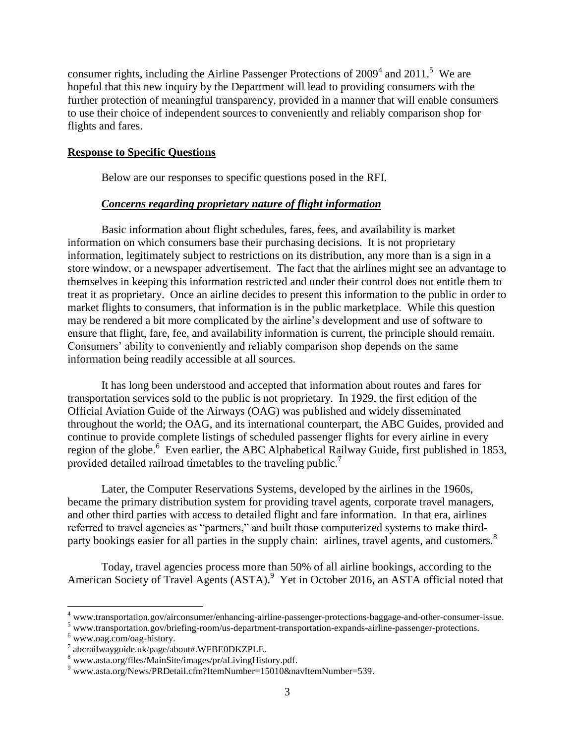consumer rights, including the Airline Passenger Protections of 2009[4] and 2011.[5] We are hopeful that this new inquiry by the Department will lead to providing consumers with the further protection of meaningful transparency, provided in a manner that will enable consumers to use their choice of independent sources to conveniently and reliably comparison shop for flights and fares.

## <u>Response to Specific Questions</u>

Below are our responses to specific questions posed in the RFI.

### <u>*Concerns regarding proprietary nature of flight information*</u>

Basic information about flight schedules, fares, fees, and availability is market information on which consumers base their purchasing decisions. It is not proprietary information, legitimately subject to restrictions on its distribution, any more than is a sign in a store window, or a newspaper advertisement. The fact that the airlines might see an advantage to themselves in keeping this information restricted and under their control does not entitle them to treat it as proprietary. Once an airline decides to present this information to the public in order to market flights to consumers, that information is in the public marketplace. While this question may be rendered a bit more complicated by the airline's development and use of software to ensure that flight, fare, fee, and availability information is current, the principle should remain. Consumers' ability to conveniently and reliably comparison shop depends on the same information being readily accessible at all sources.

It has long been understood and accepted that information about routes and fares for transportation services sold to the public is not proprietary. In 1929, the first edition of the Official Aviation Guide of the Airways (OAG) was published and widely disseminated throughout the world; the OAG, and its international counterpart, the ABC Guides, provided and continue to provide complete listings of scheduled passenger flights for every airline in every region of the globe.[6] Even earlier, the ABC Alphabetical Railway Guide, first published in 1853, provided detailed railroad timetables to the traveling public.[7]

Later, the Computer Reservations Systems, developed by the airlines in the 1960s, became the primary distribution system for providing travel agents, corporate travel managers, and other third parties with access to detailed flight and fare information. In that era, airlines referred to travel agencies as "partners," and built those computerized systems to make third-party bookings easier for all parties in the supply chain: airlines, travel agents, and customers.[8]

Today, travel agencies process more than 50% of all airline bookings, according to the American Society of Travel Agents (ASTA).[9] Yet in October 2016, an ASTA official noted that

---

[4] www.transportation.gov/airconsumer/enhancing-airline-passenger-protections-baggage-and-other-consumer-issue.

[5] www.transportation.gov/briefing-room/us-department-transportation-expands-airline-passenger-protections.

[6] www.oag.com/oag-history.

[7] abcrailwayguide.uk/page/about#.WFBE0DKZPLE.

[8] www.asta.org/files/MainSite/images/pr/aLivingHistory.pdf.

[9] www.asta.org/News/PRDetail.cfm?ItemNumber=15010&navItemNumber=539.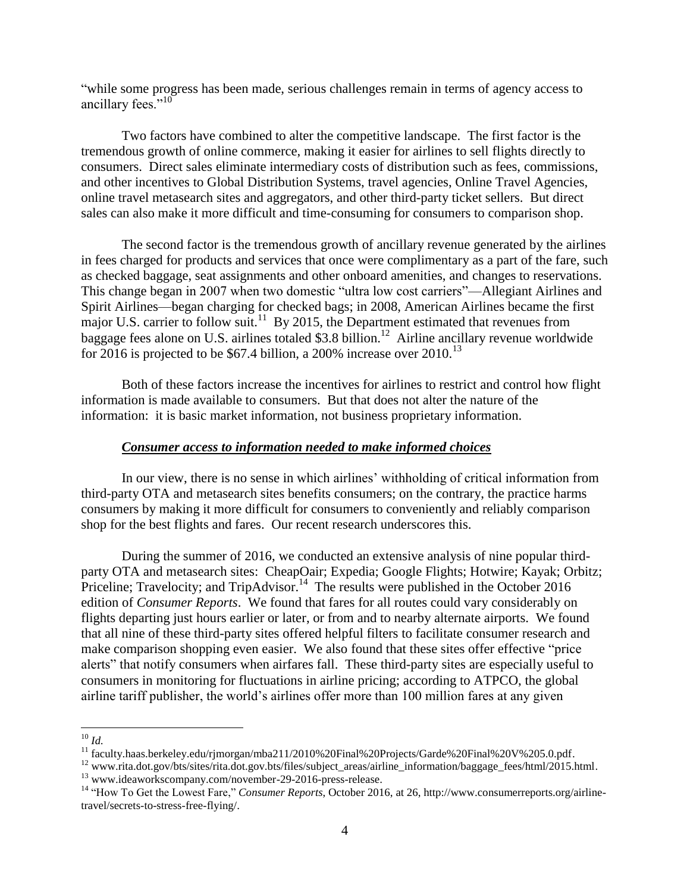"while some progress has been made, serious challenges remain in terms of agency access to ancillary fees."[10]

Two factors have combined to alter the competitive landscape. The first factor is the tremendous growth of online commerce, making it easier for airlines to sell flights directly to consumers. Direct sales eliminate intermediary costs of distribution such as fees, commissions, and other incentives to Global Distribution Systems, travel agencies, Online Travel Agencies, online travel metasearch sites and aggregators, and other third-party ticket sellers. But direct sales can also make it more difficult and time-consuming for consumers to comparison shop.

The second factor is the tremendous growth of ancillary revenue generated by the airlines in fees charged for products and services that once were complimentary as a part of the fare, such as checked baggage, seat assignments and other onboard amenities, and changes to reservations. This change began in 2007 when two domestic "ultra low cost carriers"—Allegiant Airlines and Spirit Airlines—began charging for checked bags; in 2008, American Airlines became the first major U.S. carrier to follow suit.[11] By 2015, the Department estimated that revenues from baggage fees alone on U.S. airlines totaled $3.8 billion.[12] Airline ancillary revenue worldwide for 2016 is projected to be $67.4 billion, a 200% increase over 2010.[13]

Both of these factors increase the incentives for airlines to restrict and control how flight information is made available to consumers. But that does not alter the nature of the information: it is basic market information, not business proprietary information.

### ***Consumer access to information needed to make informed choices***

In our view, there is no sense in which airlines' withholding of critical information from third-party OTA and metasearch sites benefits consumers; on the contrary, the practice harms consumers by making it more difficult for consumers to conveniently and reliably comparison shop for the best flights and fares. Our recent research underscores this.

During the summer of 2016, we conducted an extensive analysis of nine popular third-party OTA and metasearch sites: CheapOair; Expedia; Google Flights; Hotwire; Kayak; Orbitz; Priceline; Travelocity; and TripAdvisor.[14] The results were published in the October 2016 edition of *Consumer Reports*. We found that fares for all routes could vary considerably on flights departing just hours earlier or later, or from and to nearby alternate airports. We found that all nine of these third-party sites offered helpful filters to facilitate consumer research and make comparison shopping even easier. We also found that these sites offer effective "price alerts" that notify consumers when airfares fall. These third-party sites are especially useful to consumers in monitoring for fluctuations in airline pricing; according to ATPCO, the global airline tariff publisher, the world's airlines offer more than 100 million fares at any given

---

[10] *Id.*

[11] faculty.haas.berkeley.edu/rjmorgan/mba211/2010%20Final%20Projects/Garde%20Final%20V%205.0.pdf.

[12] www.rita.dot.gov/bts/sites/rita.dot.gov.bts/files/subject_areas/airline_information/baggage_fees/html/2015.html.

[13] www.ideaworkscompany.com/november-29-2016-press-release.

[14] "How To Get the Lowest Fare," *Consumer Reports*, October 2016, at 26, http://www.consumerreports.org/airline-travel/secrets-to-stress-free-flying/.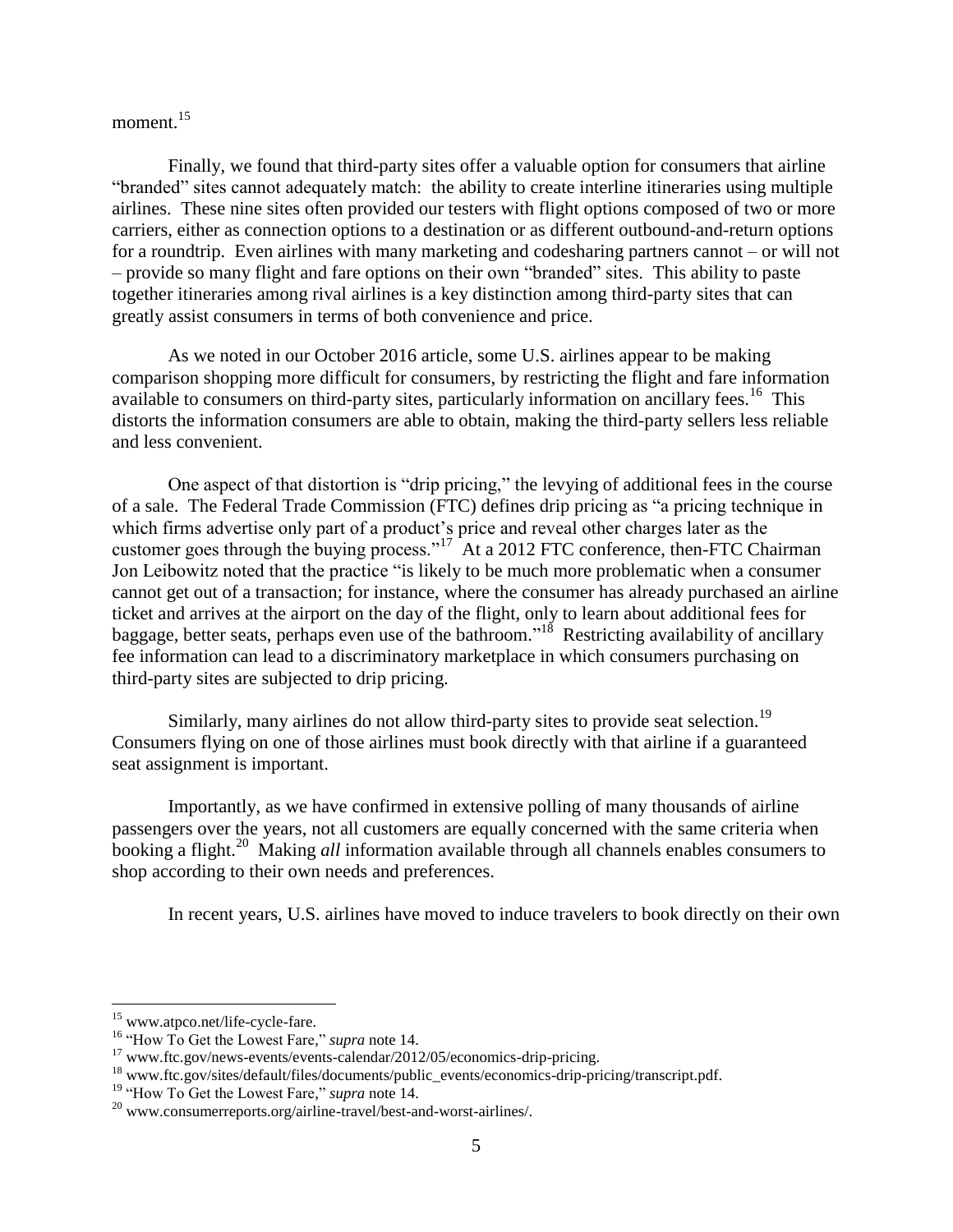moment.[15]

Finally, we found that third-party sites offer a valuable option for consumers that airline "branded" sites cannot adequately match: the ability to create interline itineraries using multiple airlines. These nine sites often provided our testers with flight options composed of two or more carriers, either as connection options to a destination or as different outbound-and-return options for a roundtrip. Even airlines with many marketing and codesharing partners cannot – or will not – provide so many flight and fare options on their own "branded" sites. This ability to paste together itineraries among rival airlines is a key distinction among third-party sites that can greatly assist consumers in terms of both convenience and price.

As we noted in our October 2016 article, some U.S. airlines appear to be making comparison shopping more difficult for consumers, by restricting the flight and fare information available to consumers on third-party sites, particularly information on ancillary fees.[16] This distorts the information consumers are able to obtain, making the third-party sellers less reliable and less convenient.

One aspect of that distortion is "drip pricing," the levying of additional fees in the course of a sale. The Federal Trade Commission (FTC) defines drip pricing as "a pricing technique in which firms advertise only part of a product's price and reveal other charges later as the customer goes through the buying process."[17] At a 2012 FTC conference, then-FTC Chairman Jon Leibowitz noted that the practice "is likely to be much more problematic when a consumer cannot get out of a transaction; for instance, where the consumer has already purchased an airline ticket and arrives at the airport on the day of the flight, only to learn about additional fees for baggage, better seats, perhaps even use of the bathroom."[18] Restricting availability of ancillary fee information can lead to a discriminatory marketplace in which consumers purchasing on third-party sites are subjected to drip pricing.

Similarly, many airlines do not allow third-party sites to provide seat selection.[19] Consumers flying on one of those airlines must book directly with that airline if a guaranteed seat assignment is important.

Importantly, as we have confirmed in extensive polling of many thousands of airline passengers over the years, not all customers are equally concerned with the same criteria when booking a flight.[20] Making *all* information available through all channels enables consumers to shop according to their own needs and preferences.

In recent years, U.S. airlines have moved to induce travelers to book directly on their own

---

[15] www.atpco.net/life-cycle-fare.

[16] "How To Get the Lowest Fare," *supra* note 14.

[17] www.ftc.gov/news-events/events-calendar/2012/05/economics-drip-pricing.

[18] www.ftc.gov/sites/default/files/documents/public_events/economics-drip-pricing/transcript.pdf.

[19] "How To Get the Lowest Fare," *supra* note 14.

[20] www.consumerreports.org/airline-travel/best-and-worst-airlines/.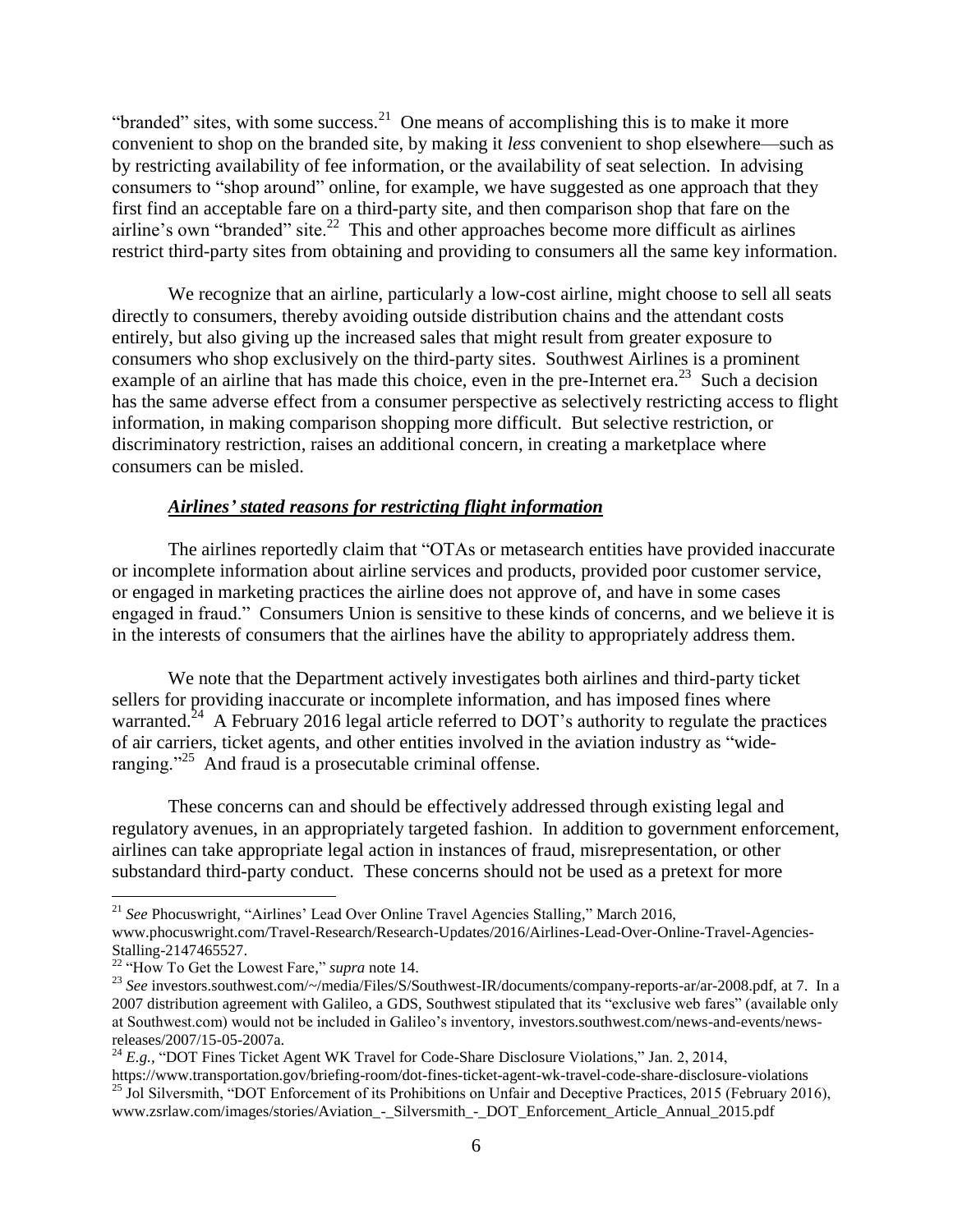"branded" sites, with some success.[21] One means of accomplishing this is to make it more convenient to shop on the branded site, by making it *less* convenient to shop elsewhere—such as by restricting availability of fee information, or the availability of seat selection. In advising consumers to "shop around" online, for example, we have suggested as one approach that they first find an acceptable fare on a third-party site, and then comparison shop that fare on the airline's own "branded" site.[22] This and other approaches become more difficult as airlines restrict third-party sites from obtaining and providing to consumers all the same key information.

We recognize that an airline, particularly a low-cost airline, might choose to sell all seats directly to consumers, thereby avoiding outside distribution chains and the attendant costs entirely, but also giving up the increased sales that might result from greater exposure to consumers who shop exclusively on the third-party sites. Southwest Airlines is a prominent example of an airline that has made this choice, even in the pre-Internet era.[23] Such a decision has the same adverse effect from a consumer perspective as selectively restricting access to flight information, in making comparison shopping more difficult. But selective restriction, or discriminatory restriction, raises an additional concern, in creating a marketplace where consumers can be misled.

***<u>Airlines' stated reasons for restricting flight information</u>***

The airlines reportedly claim that "OTAs or metasearch entities have provided inaccurate or incomplete information about airline services and products, provided poor customer service, or engaged in marketing practices the airline does not approve of, and have in some cases engaged in fraud." Consumers Union is sensitive to these kinds of concerns, and we believe it is in the interests of consumers that the airlines have the ability to appropriately address them.

We note that the Department actively investigates both airlines and third-party ticket sellers for providing inaccurate or incomplete information, and has imposed fines where warranted.[24] A February 2016 legal article referred to DOT's authority to regulate the practices of air carriers, ticket agents, and other entities involved in the aviation industry as "wide-ranging."[25] And fraud is a prosecutable criminal offense.

These concerns can and should be effectively addressed through existing legal and regulatory avenues, in an appropriately targeted fashion. In addition to government enforcement, airlines can take appropriate legal action in instances of fraud, misrepresentation, or other substandard third-party conduct. These concerns should not be used as a pretext for more

---

[21] *See* Phocuswright, "Airlines' Lead Over Online Travel Agencies Stalling," March 2016, www.phocuswright.com/Travel-Research/Research-Updates/2016/Airlines-Lead-Over-Online-Travel-Agencies-Stalling-2147465527.

[22] "How To Get the Lowest Fare," *supra* note 14.

[23] *See* investors.southwest.com/~/media/Files/S/Southwest-IR/documents/company-reports-ar/ar-2008.pdf, at 7. In a 2007 distribution agreement with Galileo, a GDS, Southwest stipulated that its "exclusive web fares" (available only at Southwest.com) would not be included in Galileo's inventory, investors.southwest.com/news-and-events/news-releases/2007/15-05-2007a.

[24] *E.g.,* "DOT Fines Ticket Agent WK Travel for Code-Share Disclosure Violations," Jan. 2, 2014, https://www.transportation.gov/briefing-room/dot-fines-ticket-agent-wk-travel-code-share-disclosure-violations

[25] Jol Silversmith, "DOT Enforcement of its Prohibitions on Unfair and Deceptive Practices, 2015 (February 2016), www.zsrlaw.com/images/stories/Aviation_-_Silversmith_-_DOT_Enforcement_Article_Annual_2015.pdf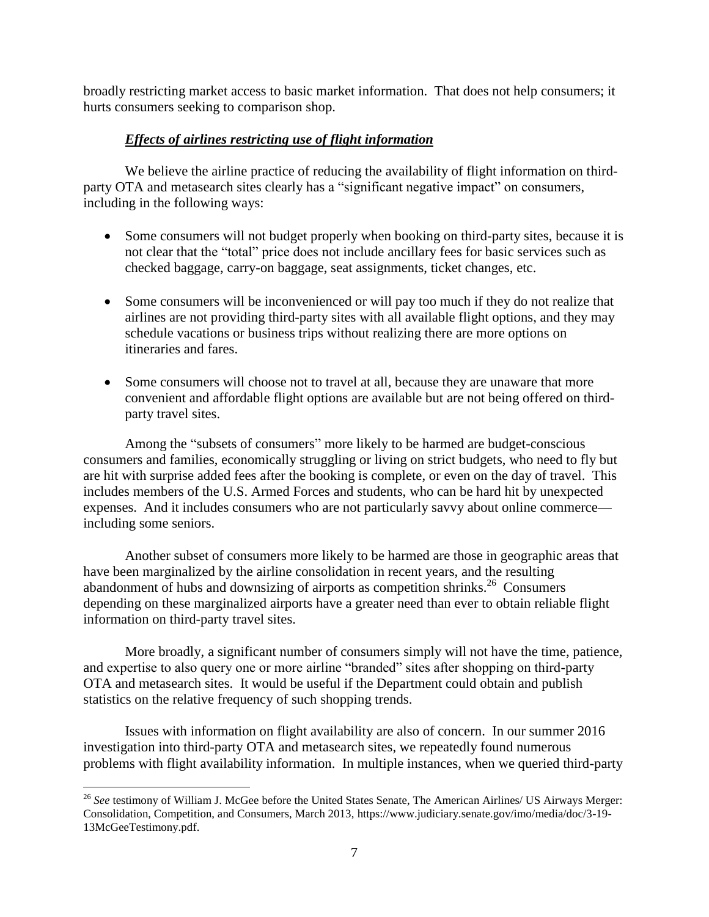broadly restricting market access to basic market information. That does not help consumers; it hurts consumers seeking to comparison shop.

***Effects of airlines restricting use of flight information***

We believe the airline practice of reducing the availability of flight information on third-party OTA and metasearch sites clearly has a "significant negative impact" on consumers, including in the following ways:

- Some consumers will not budget properly when booking on third-party sites, because it is not clear that the "total" price does not include ancillary fees for basic services such as checked baggage, carry-on baggage, seat assignments, ticket changes, etc.
- Some consumers will be inconvenienced or will pay too much if they do not realize that airlines are not providing third-party sites with all available flight options, and they may schedule vacations or business trips without realizing there are more options on itineraries and fares.
- Some consumers will choose not to travel at all, because they are unaware that more convenient and affordable flight options are available but are not being offered on third-party travel sites.

Among the "subsets of consumers" more likely to be harmed are budget-conscious consumers and families, economically struggling or living on strict budgets, who need to fly but are hit with surprise added fees after the booking is complete, or even on the day of travel. This includes members of the U.S. Armed Forces and students, who can be hard hit by unexpected expenses. And it includes consumers who are not particularly savvy about online commerce—including some seniors.

Another subset of consumers more likely to be harmed are those in geographic areas that have been marginalized by the airline consolidation in recent years, and the resulting abandonment of hubs and downsizing of airports as competition shrinks.[26] Consumers depending on these marginalized airports have a greater need than ever to obtain reliable flight information on third-party travel sites.

More broadly, a significant number of consumers simply will not have the time, patience, and expertise to also query one or more airline "branded" sites after shopping on third-party OTA and metasearch sites. It would be useful if the Department could obtain and publish statistics on the relative frequency of such shopping trends.

Issues with information on flight availability are also of concern. In our summer 2016 investigation into third-party OTA and metasearch sites, we repeatedly found numerous problems with flight availability information. In multiple instances, when we queried third-party

[26] *See* testimony of William J. McGee before the United States Senate, The American Airlines/ US Airways Merger: Consolidation, Competition, and Consumers, March 2013, https://www.judiciary.senate.gov/imo/media/doc/3-19-13McGeeTestimony.pdf.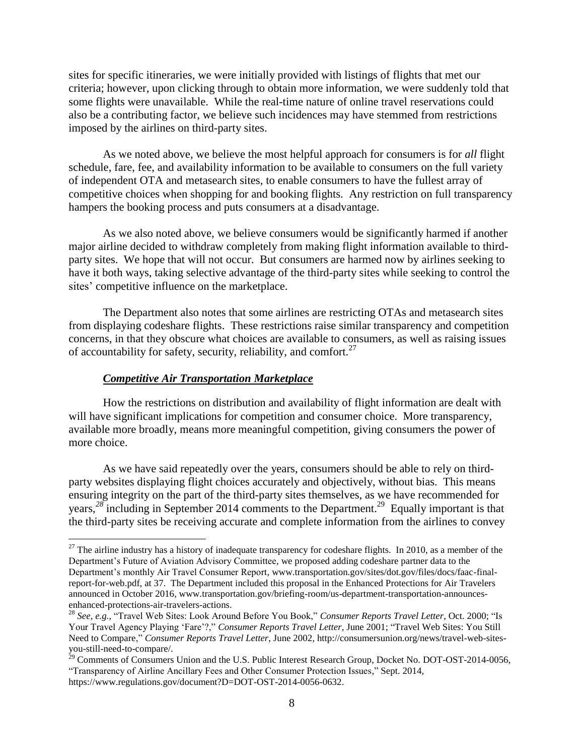sites for specific itineraries, we were initially provided with listings of flights that met our criteria; however, upon clicking through to obtain more information, we were suddenly told that some flights were unavailable. While the real-time nature of online travel reservations could also be a contributing factor, we believe such incidences may have stemmed from restrictions imposed by the airlines on third-party sites.

As we noted above, we believe the most helpful approach for consumers is for *all* flight schedule, fare, fee, and availability information to be available to consumers on the full variety of independent OTA and metasearch sites, to enable consumers to have the fullest array of competitive choices when shopping for and booking flights. Any restriction on full transparency hampers the booking process and puts consumers at a disadvantage.

As we also noted above, we believe consumers would be significantly harmed if another major airline decided to withdraw completely from making flight information available to third-party sites. We hope that will not occur. But consumers are harmed now by airlines seeking to have it both ways, taking selective advantage of the third-party sites while seeking to control the sites' competitive influence on the marketplace.

The Department also notes that some airlines are restricting OTAs and metasearch sites from displaying codeshare flights. These restrictions raise similar transparency and competition concerns, in that they obscure what choices are available to consumers, as well as raising issues of accountability for safety, security, reliability, and comfort.[27]

***Competitive Air Transportation Marketplace***

How the restrictions on distribution and availability of flight information are dealt with will have significant implications for competition and consumer choice. More transparency, available more broadly, means more meaningful competition, giving consumers the power of more choice.

As we have said repeatedly over the years, consumers should be able to rely on third-party websites displaying flight choices accurately and objectively, without bias. This means ensuring integrity on the part of the third-party sites themselves, as we have recommended for years,[28] including in September 2014 comments to the Department.[29] Equally important is that the third-party sites be receiving accurate and complete information from the airlines to convey

---

[27] The airline industry has a history of inadequate transparency for codeshare flights. In 2010, as a member of the Department's Future of Aviation Advisory Committee, we proposed adding codeshare partner data to the Department's monthly Air Travel Consumer Report, www.transportation.gov/sites/dot.gov/files/docs/faac-final-report-for-web.pdf, at 37. The Department included this proposal in the Enhanced Protections for Air Travelers announced in October 2016, www.transportation.gov/briefing-room/us-department-transportation-announces-enhanced-protections-air-travelers-actions.

[28] *See, e.g.,* "Travel Web Sites: Look Around Before You Book," *Consumer Reports Travel Letter*, Oct. 2000; "Is Your Travel Agency Playing 'Fare'?," *Consumer Reports Travel Letter*, June 2001; "Travel Web Sites: You Still Need to Compare," *Consumer Reports Travel Letter*, June 2002, http://consumersunion.org/news/travel-web-sites-you-still-need-to-compare/.

[29] Comments of Consumers Union and the U.S. Public Interest Research Group, Docket No. DOT-OST-2014-0056, "Transparency of Airline Ancillary Fees and Other Consumer Protection Issues," Sept. 2014, https://www.regulations.gov/document?D=DOT-OST-2014-0056-0632.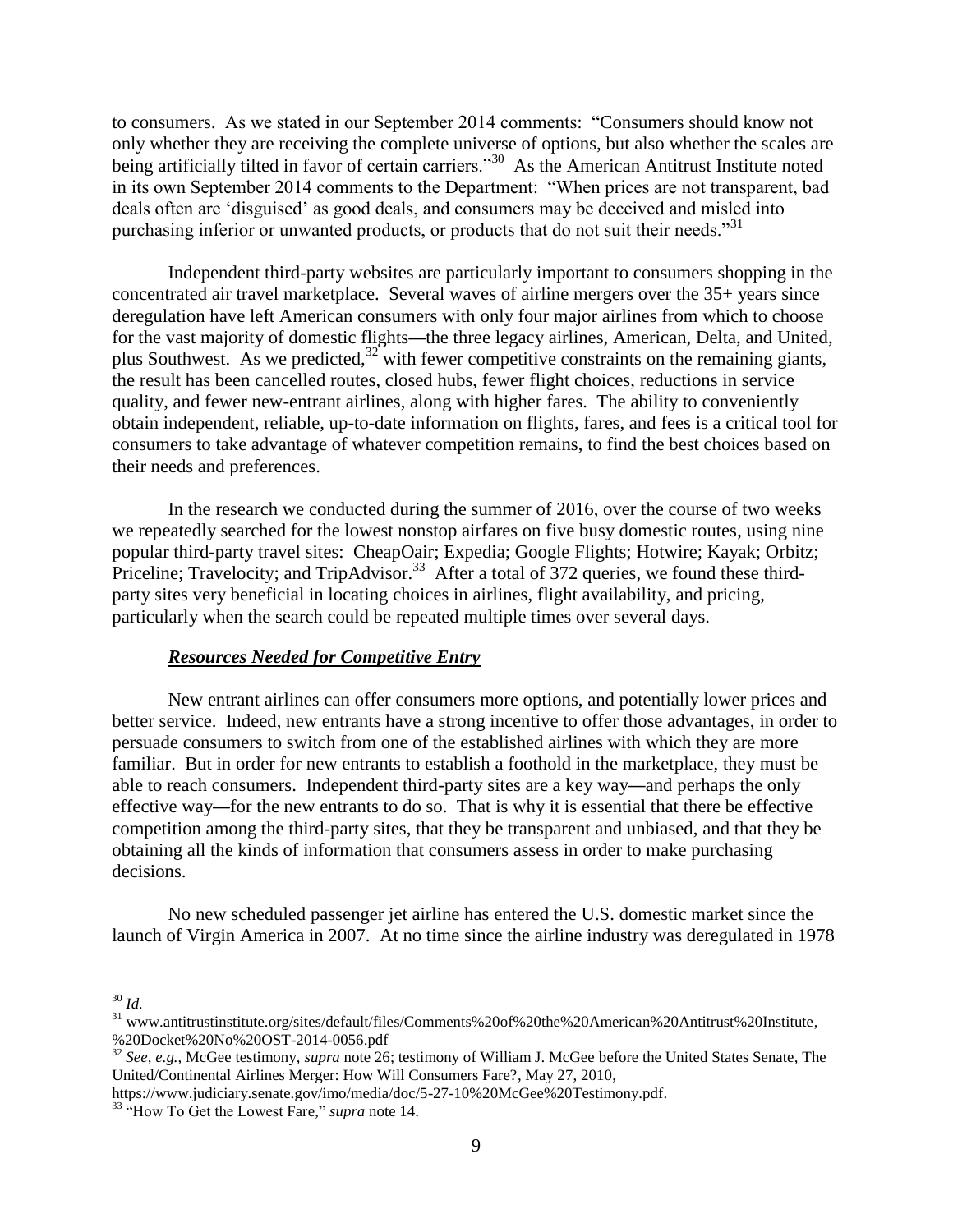to consumers. As we stated in our September 2014 comments: "Consumers should know not only whether they are receiving the complete universe of options, but also whether the scales are being artificially tilted in favor of certain carriers."[30] As the American Antitrust Institute noted in its own September 2014 comments to the Department: "When prices are not transparent, bad deals often are 'disguised' as good deals, and consumers may be deceived and misled into purchasing inferior or unwanted products, or products that do not suit their needs."[31]

Independent third-party websites are particularly important to consumers shopping in the concentrated air travel marketplace. Several waves of airline mergers over the 35+ years since deregulation have left American consumers with only four major airlines from which to choose for the vast majority of domestic flights—the three legacy airlines, American, Delta, and United, plus Southwest. As we predicted,[32] with fewer competitive constraints on the remaining giants, the result has been cancelled routes, closed hubs, fewer flight choices, reductions in service quality, and fewer new-entrant airlines, along with higher fares. The ability to conveniently obtain independent, reliable, up-to-date information on flights, fares, and fees is a critical tool for consumers to take advantage of whatever competition remains, to find the best choices based on their needs and preferences.

In the research we conducted during the summer of 2016, over the course of two weeks we repeatedly searched for the lowest nonstop airfares on five busy domestic routes, using nine popular third-party travel sites: CheapOair; Expedia; Google Flights; Hotwire; Kayak; Orbitz; Priceline; Travelocity; and TripAdvisor.[33] After a total of 372 queries, we found these third-party sites very beneficial in locating choices in airlines, flight availability, and pricing, particularly when the search could be repeated multiple times over several days.

***Resources Needed for Competitive Entry***

New entrant airlines can offer consumers more options, and potentially lower prices and better service. Indeed, new entrants have a strong incentive to offer those advantages, in order to persuade consumers to switch from one of the established airlines with which they are more familiar. But in order for new entrants to establish a foothold in the marketplace, they must be able to reach consumers. Independent third-party sites are a key way—and perhaps the only effective way—for the new entrants to do so. That is why it is essential that there be effective competition among the third-party sites, that they be transparent and unbiased, and that they be obtaining all the kinds of information that consumers assess in order to make purchasing decisions.

No new scheduled passenger jet airline has entered the U.S. domestic market since the launch of Virgin America in 2007. At no time since the airline industry was deregulated in 1978

---

[30] *Id.*

[31] www.antitrustinstitute.org/sites/default/files/Comments%20of%20the%20American%20Antitrust%20Institute,%20Docket%20No%20OST-2014-0056.pdf

[32] *See, e.g.,* McGee testimony, *supra* note 26; testimony of William J. McGee before the United States Senate, The United/Continental Airlines Merger: How Will Consumers Fare?, May 27, 2010, https://www.judiciary.senate.gov/imo/media/doc/5-27-10%20McGee%20Testimony.pdf.

[33] "How To Get the Lowest Fare," *supra* note 14.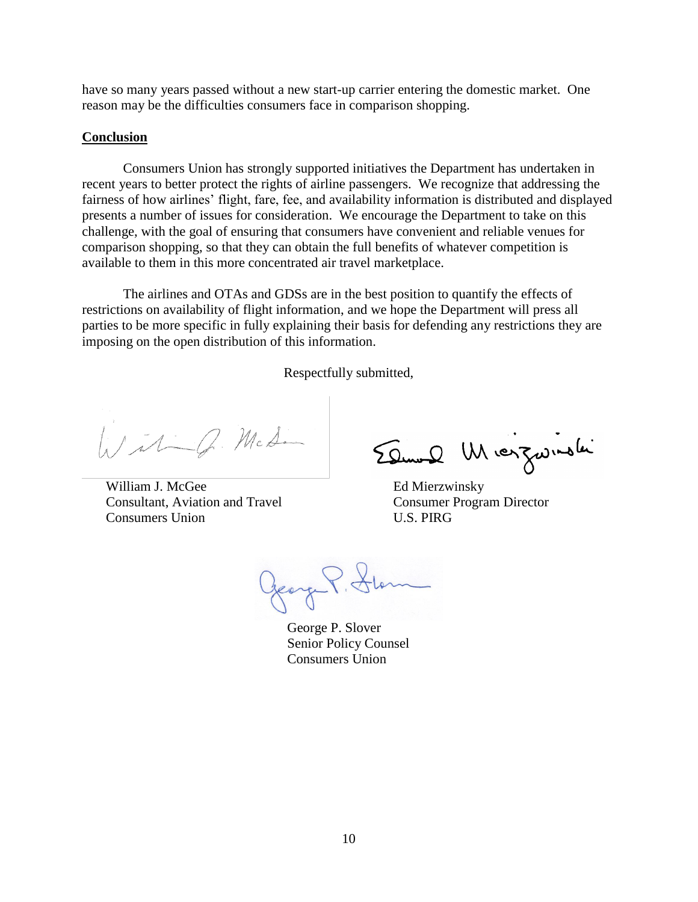have so many years passed without a new start-up carrier entering the domestic market. One reason may be the difficulties consumers face in comparison shopping.

**Conclusion**

Consumers Union has strongly supported initiatives the Department has undertaken in recent years to better protect the rights of airline passengers. We recognize that addressing the fairness of how airlines' flight, fare, fee, and availability information is distributed and displayed presents a number of issues for consideration. We encourage the Department to take on this challenge, with the goal of ensuring that consumers have convenient and reliable venues for comparison shopping, so that they can obtain the full benefits of whatever competition is available to them in this more concentrated air travel marketplace.

The airlines and OTAs and GDSs are in the best position to quantify the effects of restrictions on availability of flight information, and we hope the Department will press all parties to be more specific in fully explaining their basis for defending any restrictions they are imposing on the open distribution of this information.

Respectfully submitted,

William J. McGee
Consultant, Aviation and Travel
Consumers Union

Ed Mierzwinsky
Consumer Program Director
U.S. PIRG

George P. Slover
Senior Policy Counsel
Consumers Union